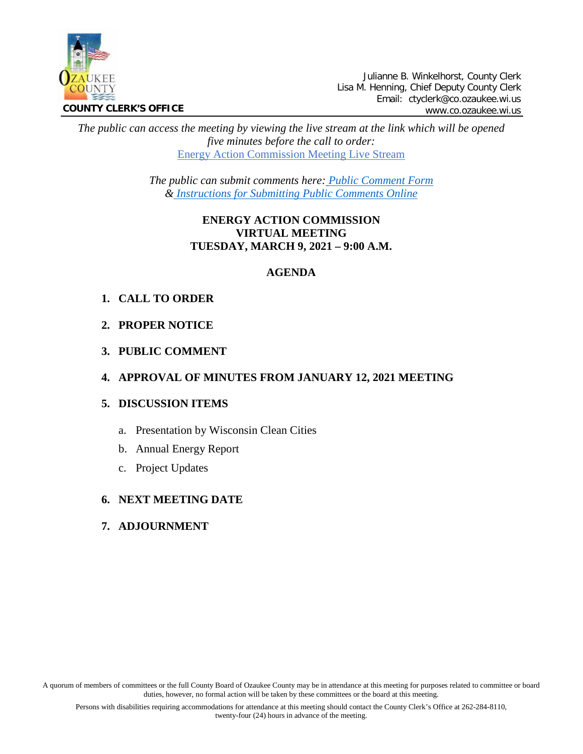OZAUKEE COUNTY

**COUNTY CLERK'S OFFICE**

Julianne B. Winkelhorst, County Clerk
Lisa M. Henning, Chief Deputy County Clerk
Email: ctyclerk@co.ozaukee.wi.us
www.co.ozaukee.wi.us

*The public can access the meeting by viewing the live stream at the link which will be opened five minutes before the call to order:*
Energy Action Commission Meeting Live Stream

*The public can submit comments here: Public Comment Form & Instructions for Submitting Public Comments Online*

**ENERGY ACTION COMMISSION**
**VIRTUAL MEETING**
**TUESDAY, MARCH 9, 2021 – 9:00 A.M.**

**AGENDA**

1. **CALL TO ORDER**
2. **PROPER NOTICE**
3. **PUBLIC COMMENT**
4. **APPROVAL OF MINUTES FROM JANUARY 12, 2021 MEETING**
5. **DISCUSSION ITEMS**
   a. Presentation by Wisconsin Clean Cities
   b. Annual Energy Report
   c. Project Updates
6. **NEXT MEETING DATE**
7. **ADJOURNMENT**

A quorum of members of committees or the full County Board of Ozaukee County may be in attendance at this meeting for purposes related to committee or board duties, however, no formal action will be taken by these committees or the board at this meeting.

Persons with disabilities requiring accommodations for attendance at this meeting should contact the County Clerk's Office at 262-284-8110, twenty-four (24) hours in advance of the meeting.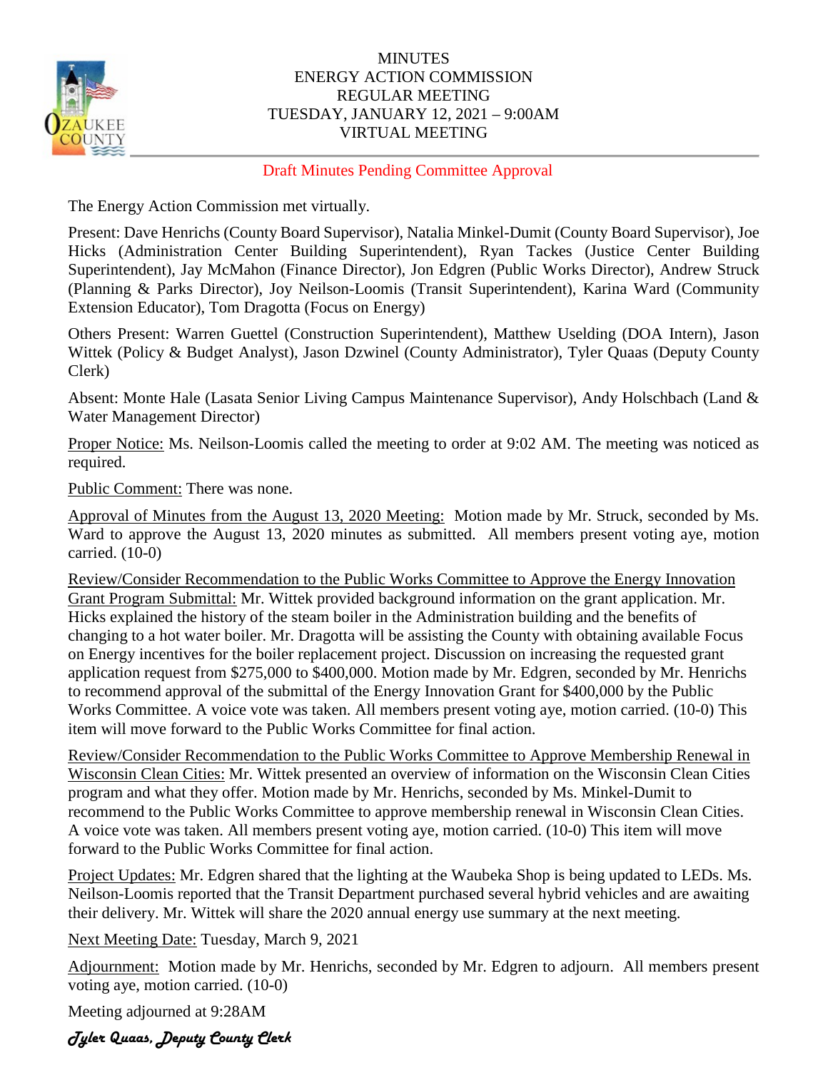MINUTES
ENERGY ACTION COMMISSION
REGULAR MEETING
TUESDAY, JANUARY 12, 2021 – 9:00AM
VIRTUAL MEETING

Draft Minutes Pending Committee Approval

The Energy Action Commission met virtually.

Present: Dave Henrichs (County Board Supervisor), Natalia Minkel-Dumit (County Board Supervisor), Joe Hicks (Administration Center Building Superintendent), Ryan Tackes (Justice Center Building Superintendent), Jay McMahon (Finance Director), Jon Edgren (Public Works Director), Andrew Struck (Planning & Parks Director), Joy Neilson-Loomis (Transit Superintendent), Karina Ward (Community Extension Educator), Tom Dragotta (Focus on Energy)

Others Present: Warren Guettel (Construction Superintendent), Matthew Uselding (DOA Intern), Jason Wittek (Policy & Budget Analyst), Jason Dzwinel (County Administrator), Tyler Quaas (Deputy County Clerk)

Absent: Monte Hale (Lasata Senior Living Campus Maintenance Supervisor), Andy Holschbach (Land & Water Management Director)

Proper Notice: Ms. Neilson-Loomis called the meeting to order at 9:02 AM. The meeting was noticed as required.

Public Comment: There was none.

Approval of Minutes from the August 13, 2020 Meeting: Motion made by Mr. Struck, seconded by Ms. Ward to approve the August 13, 2020 minutes as submitted. All members present voting aye, motion carried. (10-0)

Review/Consider Recommendation to the Public Works Committee to Approve the Energy Innovation Grant Program Submittal: Mr. Wittek provided background information on the grant application. Mr. Hicks explained the history of the steam boiler in the Administration building and the benefits of changing to a hot water boiler. Mr. Dragotta will be assisting the County with obtaining available Focus on Energy incentives for the boiler replacement project. Discussion on increasing the requested grant application request from $275,000 to $400,000. Motion made by Mr. Edgren, seconded by Mr. Henrichs to recommend approval of the submittal of the Energy Innovation Grant for $400,000 by the Public Works Committee. A voice vote was taken. All members present voting aye, motion carried. (10-0) This item will move forward to the Public Works Committee for final action.

Review/Consider Recommendation to the Public Works Committee to Approve Membership Renewal in Wisconsin Clean Cities: Mr. Wittek presented an overview of information on the Wisconsin Clean Cities program and what they offer. Motion made by Mr. Henrichs, seconded by Ms. Minkel-Dumit to recommend to the Public Works Committee to approve membership renewal in Wisconsin Clean Cities. A voice vote was taken. All members present voting aye, motion carried. (10-0) This item will move forward to the Public Works Committee for final action.

Project Updates: Mr. Edgren shared that the lighting at the Waubeka Shop is being updated to LEDs. Ms. Neilson-Loomis reported that the Transit Department purchased several hybrid vehicles and are awaiting their delivery. Mr. Wittek will share the 2020 annual energy use summary at the next meeting.

Next Meeting Date: Tuesday, March 9, 2021

Adjournment: Motion made by Mr. Henrichs, seconded by Mr. Edgren to adjourn. All members present voting aye, motion carried. (10-0)

Meeting adjourned at 9:28AM

*Tyler Quaas, Deputy County Clerk*